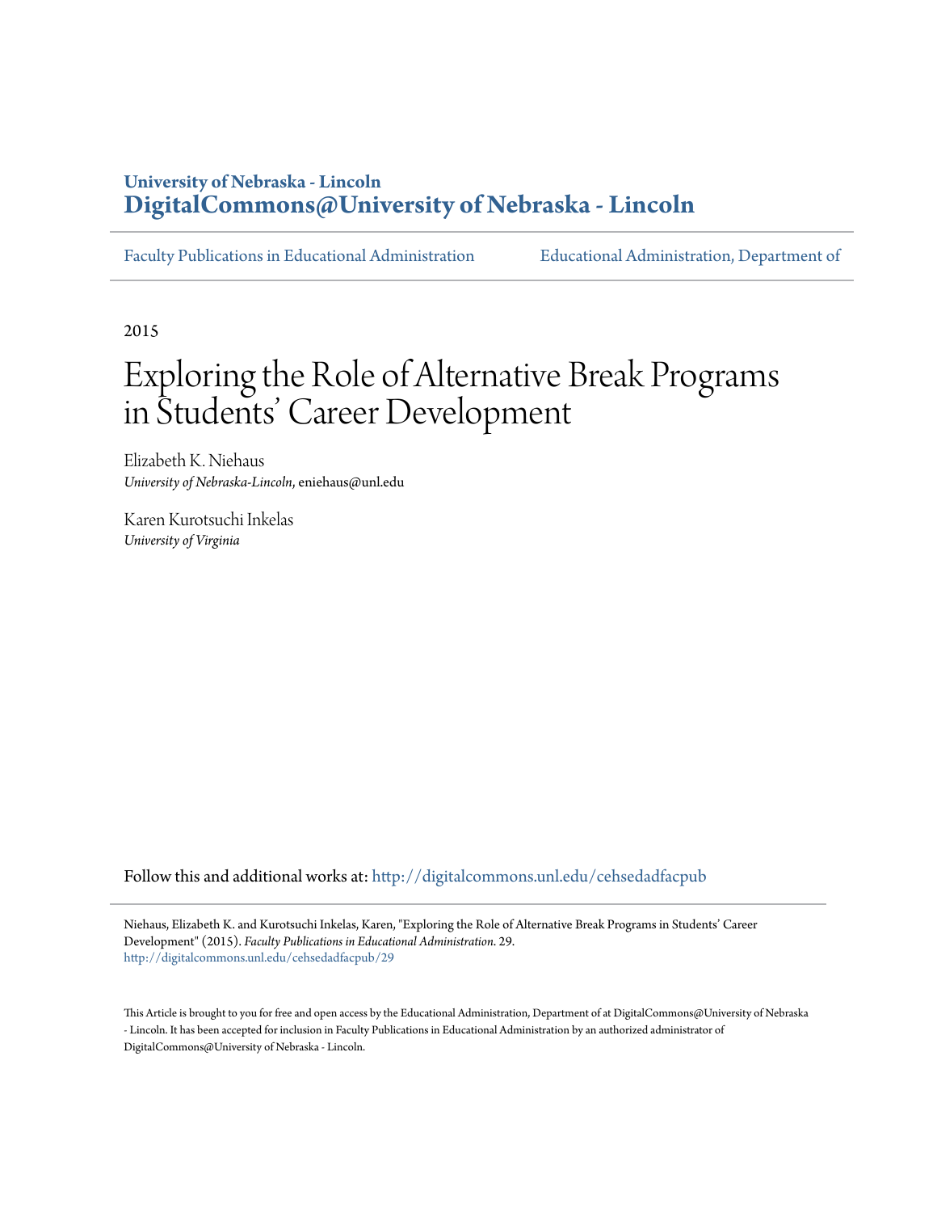University of Nebraska - Lincoln
**DigitalCommons@University of Nebraska - Lincoln**

Faculty Publications in Educational Administration | Educational Administration, Department of

2015

# Exploring the Role of Alternative Break Programs in Students' Career Development

Elizabeth K. Niehaus
*University of Nebraska-Lincoln*, eniehaus@unl.edu

Karen Kurotsuchi Inkelas
*University of Virginia*

Follow this and additional works at: http://digitalcommons.unl.edu/cehsedadfacpub

Niehaus, Elizabeth K. and Kurotsuchi Inkelas, Karen, "Exploring the Role of Alternative Break Programs in Students' Career Development" (2015). *Faculty Publications in Educational Administration*. 29.
http://digitalcommons.unl.edu/cehsedadfacpub/29

This Article is brought to you for free and open access by the Educational Administration, Department of at DigitalCommons@University of Nebraska - Lincoln. It has been accepted for inclusion in Faculty Publications in Educational Administration by an authorized administrator of DigitalCommons@University of Nebraska - Lincoln.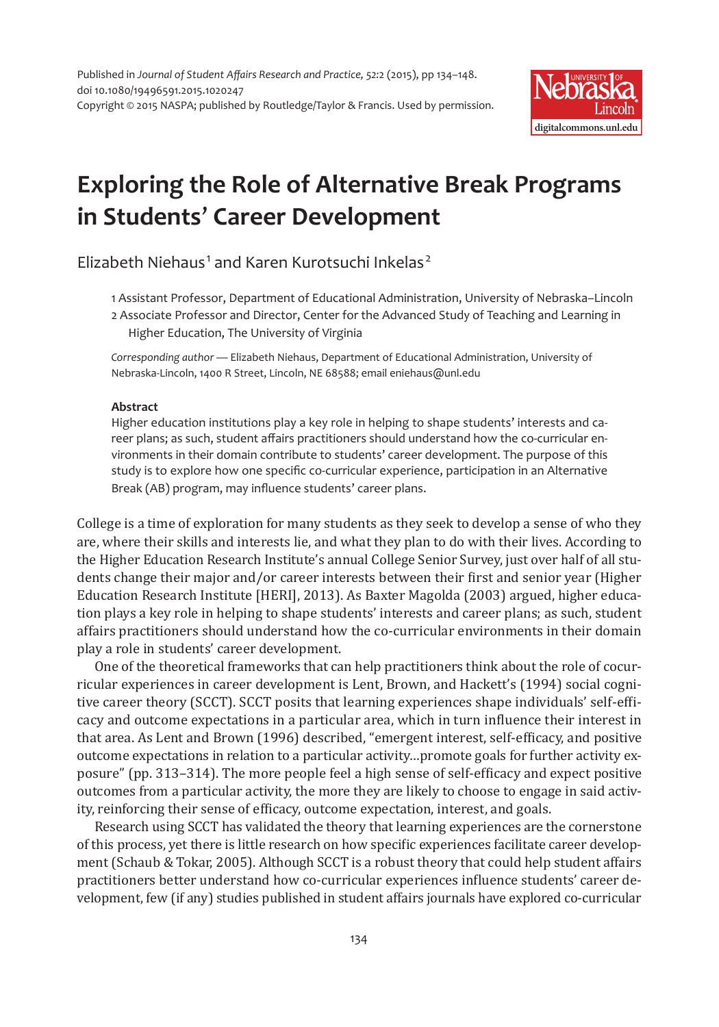Published in *Journal of Student Affairs Research and Practice*, 52:2 (2015), pp 134–148.
doi 10.1080/19496591.2015.1020247
Copyright © 2015 NASPA; published by Routledge/Taylor & Francis. Used by permission.

# Exploring the Role of Alternative Break Programs in Students' Career Development

Elizabeth Niehaus[1] and Karen Kurotsuchi Inkelas[2]

1 Assistant Professor, Department of Educational Administration, University of Nebraska–Lincoln
2 Associate Professor and Director, Center for the Advanced Study of Teaching and Learning in Higher Education, The University of Virginia

*Corresponding author* — Elizabeth Niehaus, Department of Educational Administration, University of Nebraska-Lincoln, 1400 R Street, Lincoln, NE 68588; email eniehaus@unl.edu

**Abstract**

Higher education institutions play a key role in helping to shape students' interests and career plans; as such, student affairs practitioners should understand how the co-curricular environments in their domain contribute to students' career development. The purpose of this study is to explore how one specific co-curricular experience, participation in an Alternative Break (AB) program, may influence students' career plans.

College is a time of exploration for many students as they seek to develop a sense of who they are, where their skills and interests lie, and what they plan to do with their lives. According to the Higher Education Research Institute's annual College Senior Survey, just over half of all students change their major and/or career interests between their first and senior year (Higher Education Research Institute [HERI], 2013). As Baxter Magolda (2003) argued, higher education plays a key role in helping to shape students' interests and career plans; as such, student affairs practitioners should understand how the co-curricular environments in their domain play a role in students' career development.

One of the theoretical frameworks that can help practitioners think about the role of cocurricular experiences in career development is Lent, Brown, and Hackett's (1994) social cognitive career theory (SCCT). SCCT posits that learning experiences shape individuals' self-efficacy and outcome expectations in a particular area, which in turn influence their interest in that area. As Lent and Brown (1996) described, "emergent interest, self-efficacy, and positive outcome expectations in relation to a particular activity…promote goals for further activity exposure" (pp. 313–314). The more people feel a high sense of self-efficacy and expect positive outcomes from a particular activity, the more they are likely to choose to engage in said activity, reinforcing their sense of efficacy, outcome expectation, interest, and goals.

Research using SCCT has validated the theory that learning experiences are the cornerstone of this process, yet there is little research on how specific experiences facilitate career development (Schaub & Tokar, 2005). Although SCCT is a robust theory that could help student affairs practitioners better understand how co-curricular experiences influence students' career development, few (if any) studies published in student affairs journals have explored co-curricular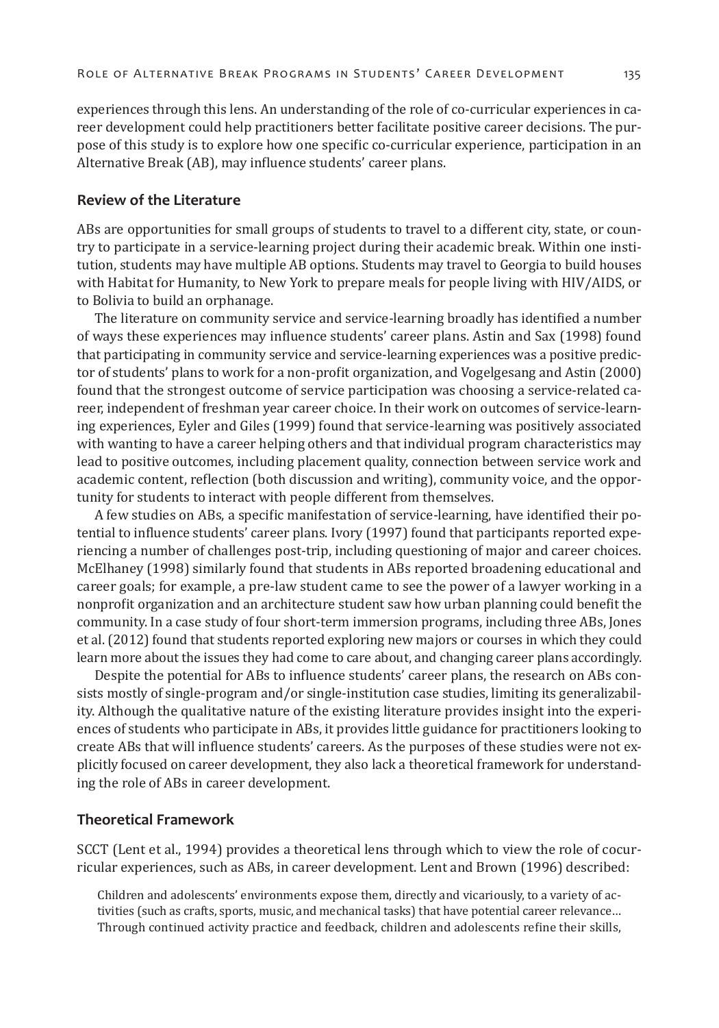experiences through this lens. An understanding of the role of co-curricular experiences in career development could help practitioners better facilitate positive career decisions. The purpose of this study is to explore how one specific co-curricular experience, participation in an Alternative Break (AB), may influence students' career plans.

## Review of the Literature

ABs are opportunities for small groups of students to travel to a different city, state, or country to participate in a service-learning project during their academic break. Within one institution, students may have multiple AB options. Students may travel to Georgia to build houses with Habitat for Humanity, to New York to prepare meals for people living with HIV/AIDS, or to Bolivia to build an orphanage.

The literature on community service and service-learning broadly has identified a number of ways these experiences may influence students' career plans. Astin and Sax (1998) found that participating in community service and service-learning experiences was a positive predictor of students' plans to work for a non-profit organization, and Vogelgesang and Astin (2000) found that the strongest outcome of service participation was choosing a service-related career, independent of freshman year career choice. In their work on outcomes of service-learning experiences, Eyler and Giles (1999) found that service-learning was positively associated with wanting to have a career helping others and that individual program characteristics may lead to positive outcomes, including placement quality, connection between service work and academic content, reflection (both discussion and writing), community voice, and the opportunity for students to interact with people different from themselves.

A few studies on ABs, a specific manifestation of service-learning, have identified their potential to influence students' career plans. Ivory (1997) found that participants reported experiencing a number of challenges post-trip, including questioning of major and career choices. McElhaney (1998) similarly found that students in ABs reported broadening educational and career goals; for example, a pre-law student came to see the power of a lawyer working in a nonprofit organization and an architecture student saw how urban planning could benefit the community. In a case study of four short-term immersion programs, including three ABs, Jones et al. (2012) found that students reported exploring new majors or courses in which they could learn more about the issues they had come to care about, and changing career plans accordingly.

Despite the potential for ABs to influence students' career plans, the research on ABs consists mostly of single-program and/or single-institution case studies, limiting its generalizability. Although the qualitative nature of the existing literature provides insight into the experiences of students who participate in ABs, it provides little guidance for practitioners looking to create ABs that will influence students' careers. As the purposes of these studies were not explicitly focused on career development, they also lack a theoretical framework for understanding the role of ABs in career development.

## Theoretical Framework

SCCT (Lent et al., 1994) provides a theoretical lens through which to view the role of cocurricular experiences, such as ABs, in career development. Lent and Brown (1996) described:

> Children and adolescents' environments expose them, directly and vicariously, to a variety of activities (such as crafts, sports, music, and mechanical tasks) that have potential career relevance… Through continued activity practice and feedback, children and adolescents refine their skills,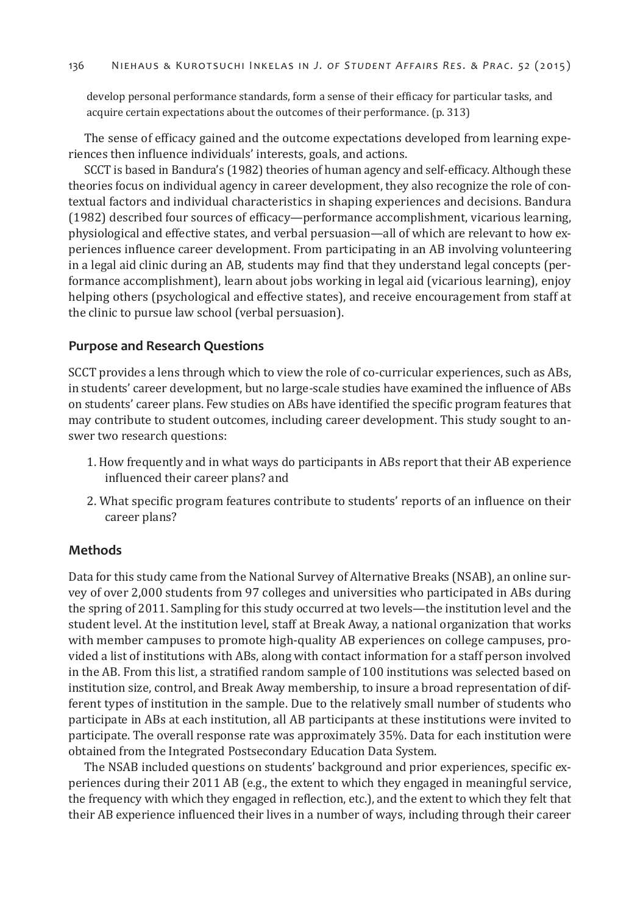develop personal performance standards, form a sense of their efficacy for particular tasks, and acquire certain expectations about the outcomes of their performance. (p. 313)

The sense of efficacy gained and the outcome expectations developed from learning experiences then influence individuals' interests, goals, and actions.

SCCT is based in Bandura's (1982) theories of human agency and self-efficacy. Although these theories focus on individual agency in career development, they also recognize the role of contextual factors and individual characteristics in shaping experiences and decisions. Bandura (1982) described four sources of efficacy—performance accomplishment, vicarious learning, physiological and effective states, and verbal persuasion—all of which are relevant to how experiences influence career development. From participating in an AB involving volunteering in a legal aid clinic during an AB, students may find that they understand legal concepts (performance accomplishment), learn about jobs working in legal aid (vicarious learning), enjoy helping others (psychological and effective states), and receive encouragement from staff at the clinic to pursue law school (verbal persuasion).

## Purpose and Research Questions

SCCT provides a lens through which to view the role of co-curricular experiences, such as ABs, in students' career development, but no large-scale studies have examined the influence of ABs on students' career plans. Few studies on ABs have identified the specific program features that may contribute to student outcomes, including career development. This study sought to answer two research questions:

1. How frequently and in what ways do participants in ABs report that their AB experience influenced their career plans? and
2. What specific program features contribute to students' reports of an influence on their career plans?

## Methods

Data for this study came from the National Survey of Alternative Breaks (NSAB), an online survey of over 2,000 students from 97 colleges and universities who participated in ABs during the spring of 2011. Sampling for this study occurred at two levels—the institution level and the student level. At the institution level, staff at Break Away, a national organization that works with member campuses to promote high-quality AB experiences on college campuses, provided a list of institutions with ABs, along with contact information for a staff person involved in the AB. From this list, a stratified random sample of 100 institutions was selected based on institution size, control, and Break Away membership, to insure a broad representation of different types of institution in the sample. Due to the relatively small number of students who participate in ABs at each institution, all AB participants at these institutions were invited to participate. The overall response rate was approximately 35%. Data for each institution were obtained from the Integrated Postsecondary Education Data System.

The NSAB included questions on students' background and prior experiences, specific experiences during their 2011 AB (e.g., the extent to which they engaged in meaningful service, the frequency with which they engaged in reflection, etc.), and the extent to which they felt that their AB experience influenced their lives in a number of ways, including through their career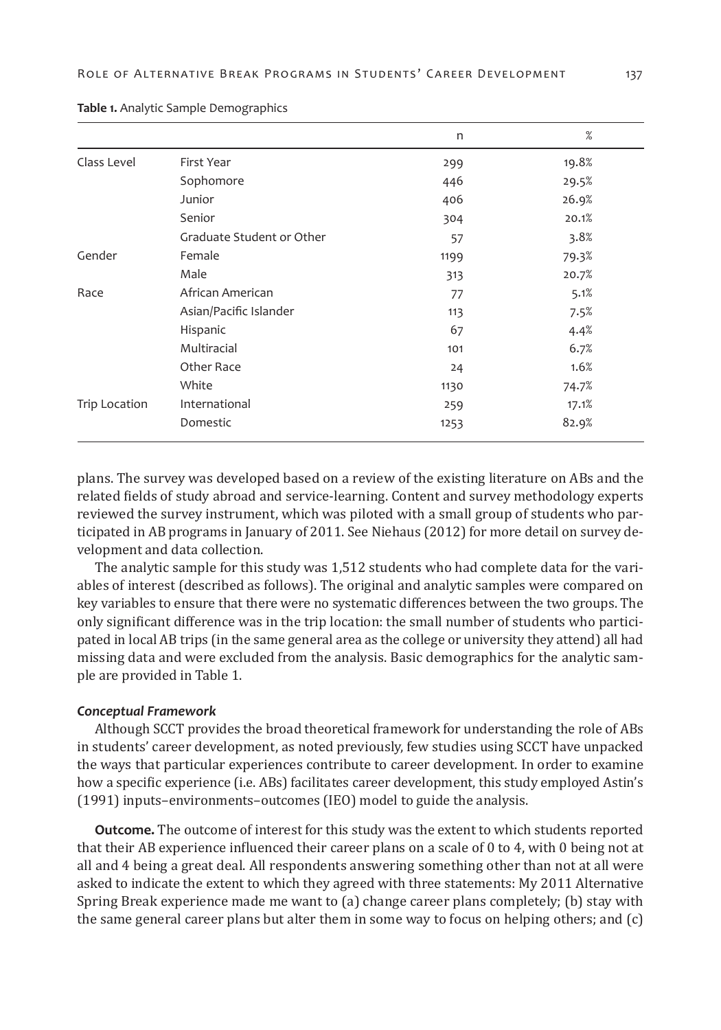**Table 1.** Analytic Sample Demographics

| | | n | % |
|---|---|---|---|
| Class Level | First Year | 299 | 19.8% |
| | Sophomore | 446 | 29.5% |
| | Junior | 406 | 26.9% |
| | Senior | 304 | 20.1% |
| | Graduate Student or Other | 57 | 3.8% |
| Gender | Female | 1199 | 79.3% |
| | Male | 313 | 20.7% |
| Race | African American | 77 | 5.1% |
| | Asian/Pacific Islander | 113 | 7.5% |
| | Hispanic | 67 | 4.4% |
| | Multiracial | 101 | 6.7% |
| | Other Race | 24 | 1.6% |
| | White | 1130 | 74.7% |
| Trip Location | International | 259 | 17.1% |
| | Domestic | 1253 | 82.9% |

plans. The survey was developed based on a review of the existing literature on ABs and the related fields of study abroad and service-learning. Content and survey methodology experts reviewed the survey instrument, which was piloted with a small group of students who participated in AB programs in January of 2011. See Niehaus (2012) for more detail on survey development and data collection.

The analytic sample for this study was 1,512 students who had complete data for the variables of interest (described as follows). The original and analytic samples were compared on key variables to ensure that there were no systematic differences between the two groups. The only significant difference was in the trip location: the small number of students who participated in local AB trips (in the same general area as the college or university they attend) all had missing data and were excluded from the analysis. Basic demographics for the analytic sample are provided in Table 1.

### *Conceptual Framework*

Although SCCT provides the broad theoretical framework for understanding the role of ABs in students' career development, as noted previously, few studies using SCCT have unpacked the ways that particular experiences contribute to career development. In order to examine how a specific experience (i.e. ABs) facilitates career development, this study employed Astin's (1991) inputs–environments–outcomes (IEO) model to guide the analysis.

**Outcome.** The outcome of interest for this study was the extent to which students reported that their AB experience influenced their career plans on a scale of 0 to 4, with 0 being not at all and 4 being a great deal. All respondents answering something other than not at all were asked to indicate the extent to which they agreed with three statements: My 2011 Alternative Spring Break experience made me want to (a) change career plans completely; (b) stay with the same general career plans but alter them in some way to focus on helping others; and (c)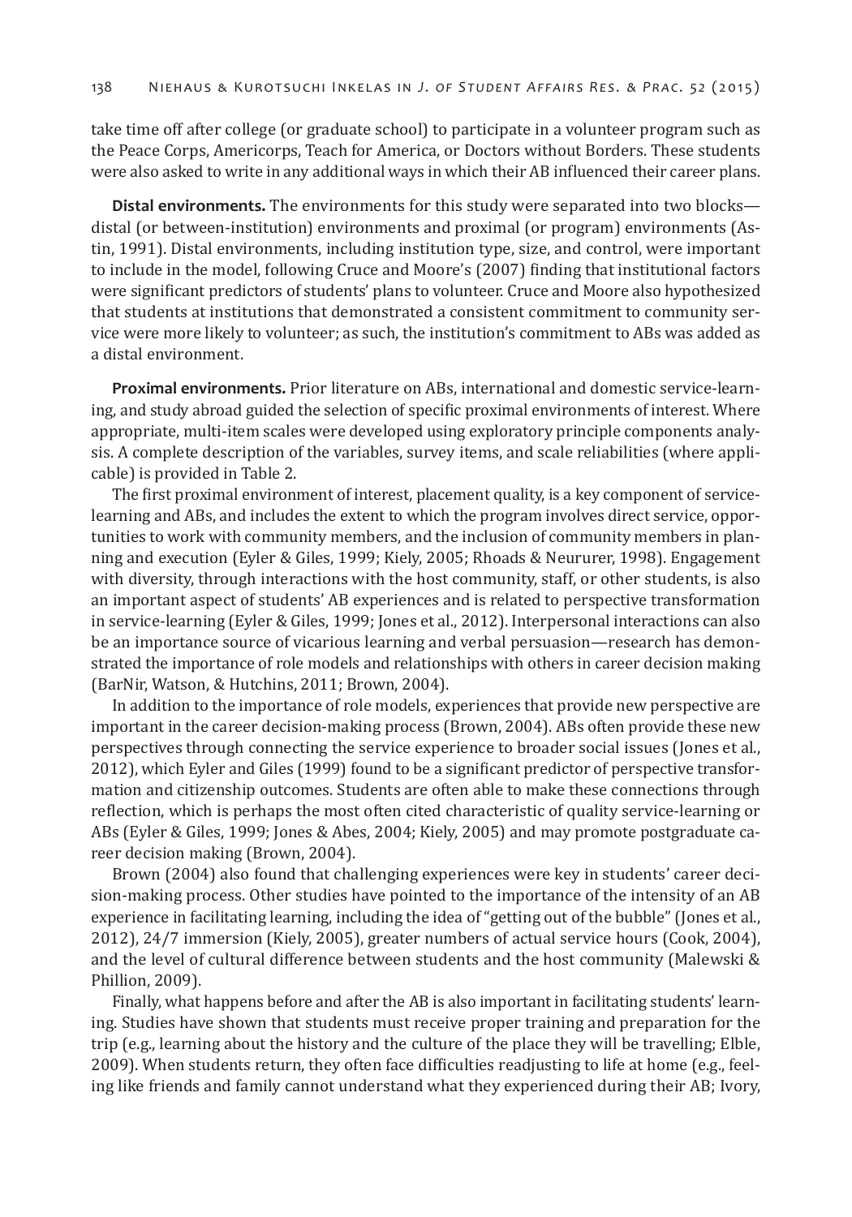take time off after college (or graduate school) to participate in a volunteer program such as the Peace Corps, Americorps, Teach for America, or Doctors without Borders. These students were also asked to write in any additional ways in which their AB influenced their career plans.

**Distal environments.** The environments for this study were separated into two blocks—distal (or between-institution) environments and proximal (or program) environments (Astin, 1991). Distal environments, including institution type, size, and control, were important to include in the model, following Cruce and Moore's (2007) finding that institutional factors were significant predictors of students' plans to volunteer. Cruce and Moore also hypothesized that students at institutions that demonstrated a consistent commitment to community service were more likely to volunteer; as such, the institution's commitment to ABs was added as a distal environment.

**Proximal environments.** Prior literature on ABs, international and domestic service-learning, and study abroad guided the selection of specific proximal environments of interest. Where appropriate, multi-item scales were developed using exploratory principle components analysis. A complete description of the variables, survey items, and scale reliabilities (where applicable) is provided in Table 2.

The first proximal environment of interest, placement quality, is a key component of service-learning and ABs, and includes the extent to which the program involves direct service, opportunities to work with community members, and the inclusion of community members in planning and execution (Eyler & Giles, 1999; Kiely, 2005; Rhoads & Neururer, 1998). Engagement with diversity, through interactions with the host community, staff, or other students, is also an important aspect of students' AB experiences and is related to perspective transformation in service-learning (Eyler & Giles, 1999; Jones et al., 2012). Interpersonal interactions can also be an importance source of vicarious learning and verbal persuasion—research has demonstrated the importance of role models and relationships with others in career decision making (BarNir, Watson, & Hutchins, 2011; Brown, 2004).

In addition to the importance of role models, experiences that provide new perspective are important in the career decision-making process (Brown, 2004). ABs often provide these new perspectives through connecting the service experience to broader social issues (Jones et al., 2012), which Eyler and Giles (1999) found to be a significant predictor of perspective transformation and citizenship outcomes. Students are often able to make these connections through reflection, which is perhaps the most often cited characteristic of quality service-learning or ABs (Eyler & Giles, 1999; Jones & Abes, 2004; Kiely, 2005) and may promote postgraduate career decision making (Brown, 2004).

Brown (2004) also found that challenging experiences were key in students' career decision-making process. Other studies have pointed to the importance of the intensity of an AB experience in facilitating learning, including the idea of "getting out of the bubble" (Jones et al., 2012), 24/7 immersion (Kiely, 2005), greater numbers of actual service hours (Cook, 2004), and the level of cultural difference between students and the host community (Malewski & Phillion, 2009).

Finally, what happens before and after the AB is also important in facilitating students' learning. Studies have shown that students must receive proper training and preparation for the trip (e.g., learning about the history and the culture of the place they will be travelling; Elble, 2009). When students return, they often face difficulties readjusting to life at home (e.g., feeling like friends and family cannot understand what they experienced during their AB; Ivory,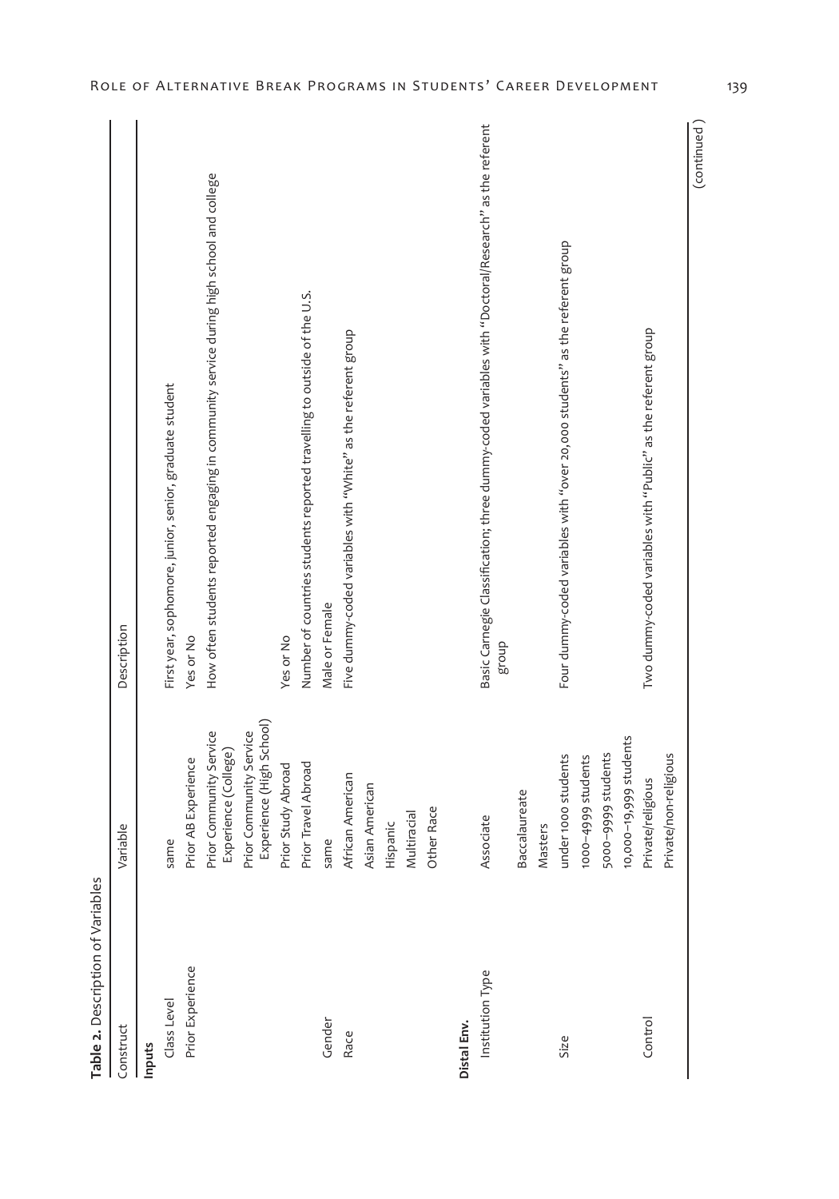**Table 2.** Description of Variables

| Construct | Variable | Description |
|---|---|---|
| **Inputs** | | |
| Class Level | same | First year, sophomore, junior, senior, graduate student |
| Prior Experience | Prior AB Experience | Yes or No |
| | Prior Community Service Experience (College) | How often students reported engaging in community service during high school and college |
| | Prior Community Service Experience (High School) | |
| | Prior Study Abroad | Yes or No |
| | Prior Travel Abroad | Number of countries students reported travelling to outside of the U.S. |
| Gender | same | Male or Female |
| Race | African American | Five dummy-coded variables with "White" as the referent group |
| | Asian American | |
| | Hispanic | |
| | Multiracial | |
| | Other Race | |
| **Distal Env.** | | |
| Institution Type | Associate | Basic Carnegie Classification; three dummy-coded variables with "Doctoral/Research" as the referent group |
| | Baccalaureate | |
| | Masters | |
| Size | under 1000 students | Four dummy-coded variables with "over 20,000 students" as the referent group |
| | 1000–4999 students | |
| | 5000–9999 students | |
| | 10,000–19,999 students | |
| Control | Private/religious | Two dummy-coded variables with "Public" as the referent group |
| | Private/non-religious | |

(continued)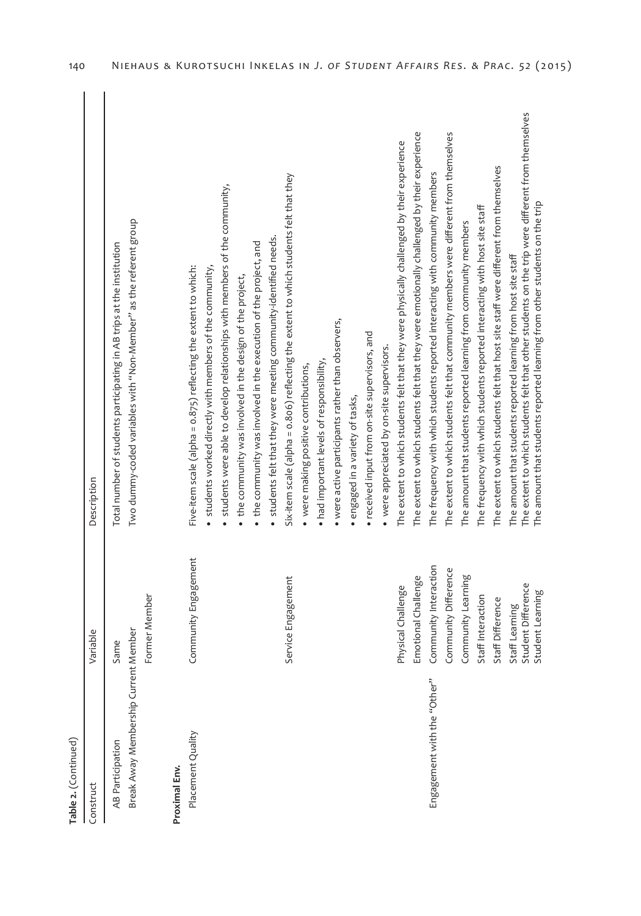**Table 2.** (Continued)

| Construct | Variable | Description |
|---|---|---|
| AB Participation | Same | Total number of students participating in AB trips at the institution |
| Break Away Membership | Current Member | Two dummy-coded variables with "Non-Member" as the referent group |
| | Former Member | |
| **Proximal Env.** | | |
| Placement Quality | Community Engagement | Five-item scale (alpha = 0.875) reflecting the extent to which: • students worked directly with members of the community, • students were able to develop relationships with members of the community, • the community was involved in the design of the project, • the community was involved in the execution of the project, and • students felt that they were meeting community-identified needs. |
| | Service Engagement | Six-item scale (alpha = 0.806) reflecting the extent to which students felt that they • were making positive contributions, • had important levels of responsibility, • were active participants rather than observers, • engaged in a variety of tasks, • received input from on-site supervisors, and • were appreciated by on-site supervisors. |
| | Physical Challenge | The extent to which students felt that they were physically challenged by their experience |
| | Emotional Challenge | The extent to which students felt that they were emotionally challenged by their experience |
| Engagement with the "Other" | Community Interaction | The frequency with which students reported interacting with community members |
| | Community Difference | The extent to which students felt that community members were different from themselves |
| | Community Learning | The amount that students reported learning from community members |
| | Staff Interaction | The frequency with which students reported interacting with host site staff |
| | Staff Difference | The extent to which students felt that host site staff were different from themselves |
| | Staff Learning | The amount that students reported learning from host site staff |
| | Student Difference | The extent to which students felt that other students on the trip were different from themselves |
| | Student Learning | The amount that students reported learning from other students on the trip |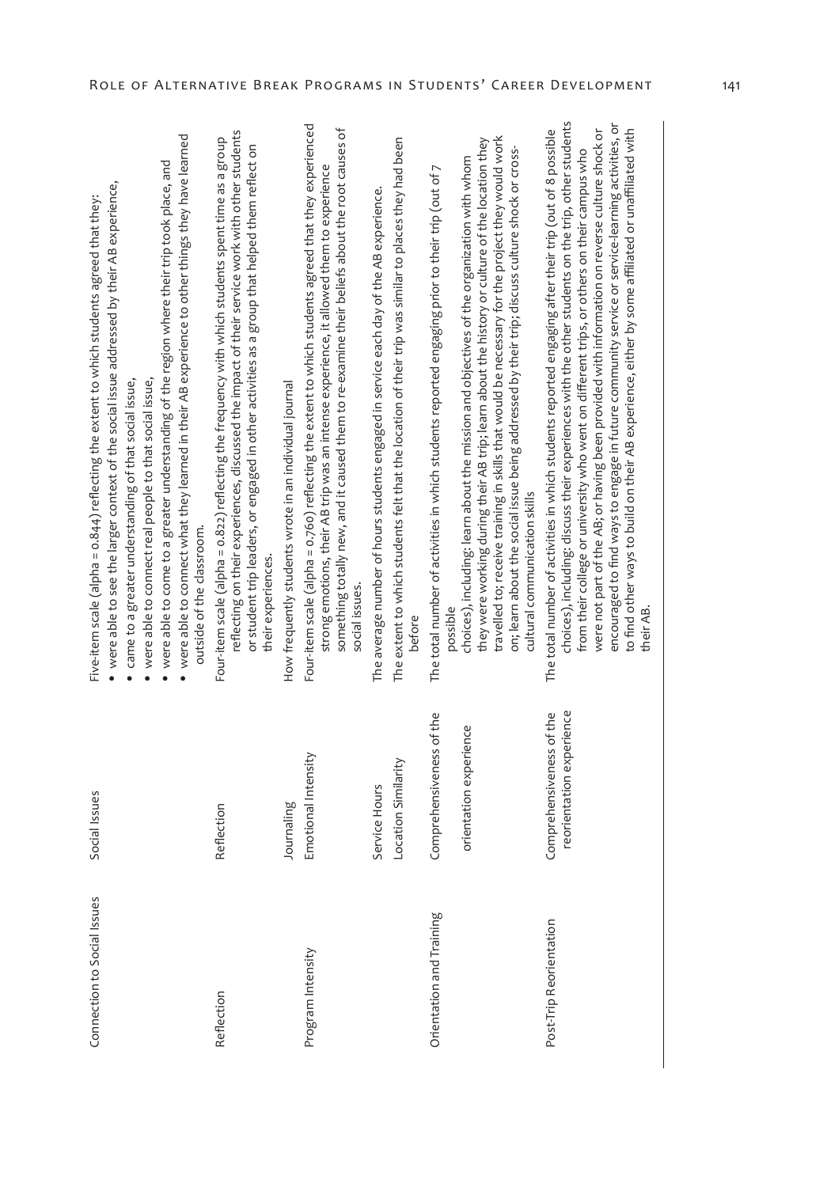| | | |
|---|---|---|
| Connection to Social Issues | Social Issues | Five-item scale (alpha = 0.844) reflecting the extent to which students agreed that they: • were able to see the larger context of the social issue addressed by their AB experience, • came to a greater understanding of that social issue, • were able to connect real people to that social issue, • were able to come to a greater understanding of the region where their trip took place, and • were able to connect what they learned in their AB experience to other things they have learned outside of the classroom. |
| Reflection | Reflection | Four-item scale (alpha = 0.822) reflecting the frequency with which students spent time as a group reflecting on their experiences, discussed the impact of their service work with other students or student trip leaders, or engaged in other activities as a group that helped them reflect on their experiences. |
| | Journaling | How frequently students wrote in an individual journal |
| Program Intensity | Emotional Intensity | Four-item scale (alpha = 0.760) reflecting the extent to which students agreed that they experienced strong emotions, their AB trip was an intense experience, it allowed them to experience something totally new, and it caused them to re-examine their beliefs about the root causes of social issues. |
| | Service Hours | The average number of hours students engaged in service each day of the AB experience. |
| | Location Similarity | The extent to which students felt that the location of their trip was similar to places they had been before |
| Orientation and Training | Comprehensiveness of the orientation experience | The total number of activities in which students reported engaging prior to their trip (out of 7 possible choices), including: learn about the mission and objectives of the organization with whom they were working during their AB trip; learn about the history or culture of the location they travelled to; receive training in skills that would be necessary for the project they would work on; learn about the social issue being addressed by their trip; discuss culture shock or cross-cultural communication skills |
| Post-Trip Reorientation | Comprehensiveness of the reorientation experience | The total number of activities in which students reported engaging after their trip (out of 8 possible choices), including: discuss their experiences with the other students on the trip, other students from their college or university who went on different trips, or others on their campus who were not part of the AB; or having been provided with information on reverse culture shock or encouraged to find ways to engage in future community service or service-learning activities, or to find other ways to build on their AB experience, either by some affiliated or unaffiliated with their AB. |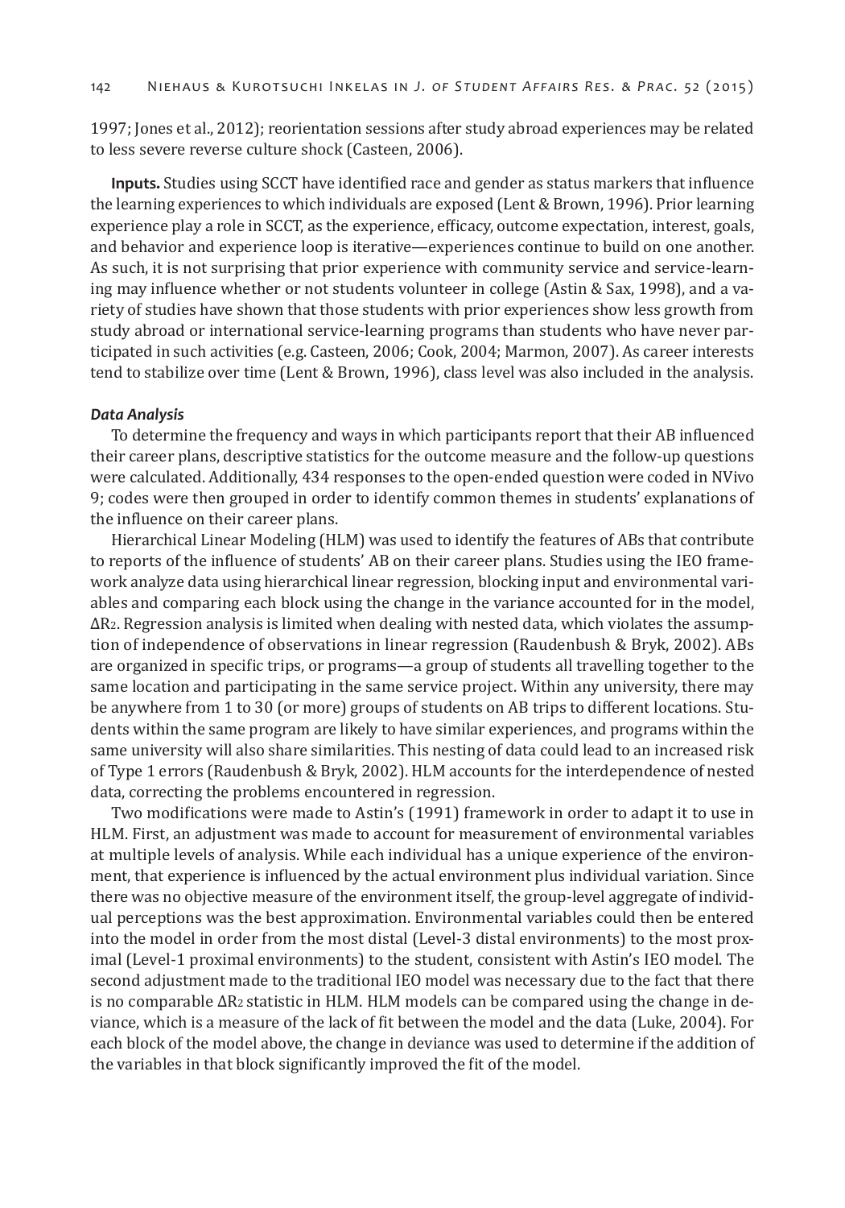1997; Jones et al., 2012); reorientation sessions after study abroad experiences may be related to less severe reverse culture shock (Casteen, 2006).

**Inputs.** Studies using SCCT have identified race and gender as status markers that influence the learning experiences to which individuals are exposed (Lent & Brown, 1996). Prior learning experience play a role in SCCT, as the experience, efficacy, outcome expectation, interest, goals, and behavior and experience loop is iterative—experiences continue to build on one another. As such, it is not surprising that prior experience with community service and service-learning may influence whether or not students volunteer in college (Astin & Sax, 1998), and a variety of studies have shown that those students with prior experiences show less growth from study abroad or international service-learning programs than students who have never participated in such activities (e.g. Casteen, 2006; Cook, 2004; Marmon, 2007). As career interests tend to stabilize over time (Lent & Brown, 1996), class level was also included in the analysis.

### *Data Analysis*

To determine the frequency and ways in which participants report that their AB influenced their career plans, descriptive statistics for the outcome measure and the follow-up questions were calculated. Additionally, 434 responses to the open-ended question were coded in NVivo 9; codes were then grouped in order to identify common themes in students' explanations of the influence on their career plans.

Hierarchical Linear Modeling (HLM) was used to identify the features of ABs that contribute to reports of the influence of students' AB on their career plans. Studies using the IEO framework analyze data using hierarchical linear regression, blocking input and environmental variables and comparing each block using the change in the variance accounted for in the model, $\Delta R_2$. Regression analysis is limited when dealing with nested data, which violates the assumption of independence of observations in linear regression (Raudenbush & Bryk, 2002). ABs are organized in specific trips, or programs—a group of students all travelling together to the same location and participating in the same service project. Within any university, there may be anywhere from 1 to 30 (or more) groups of students on AB trips to different locations. Students within the same program are likely to have similar experiences, and programs within the same university will also share similarities. This nesting of data could lead to an increased risk of Type 1 errors (Raudenbush & Bryk, 2002). HLM accounts for the interdependence of nested data, correcting the problems encountered in regression.

Two modifications were made to Astin's (1991) framework in order to adapt it to use in HLM. First, an adjustment was made to account for measurement of environmental variables at multiple levels of analysis. While each individual has a unique experience of the environment, that experience is influenced by the actual environment plus individual variation. Since there was no objective measure of the environment itself, the group-level aggregate of individual perceptions was the best approximation. Environmental variables could then be entered into the model in order from the most distal (Level-3 distal environments) to the most proximal (Level-1 proximal environments) to the student, consistent with Astin's IEO model. The second adjustment made to the traditional IEO model was necessary due to the fact that there is no comparable $\Delta R_2$ statistic in HLM. HLM models can be compared using the change in deviance, which is a measure of the lack of fit between the model and the data (Luke, 2004). For each block of the model above, the change in deviance was used to determine if the addition of the variables in that block significantly improved the fit of the model.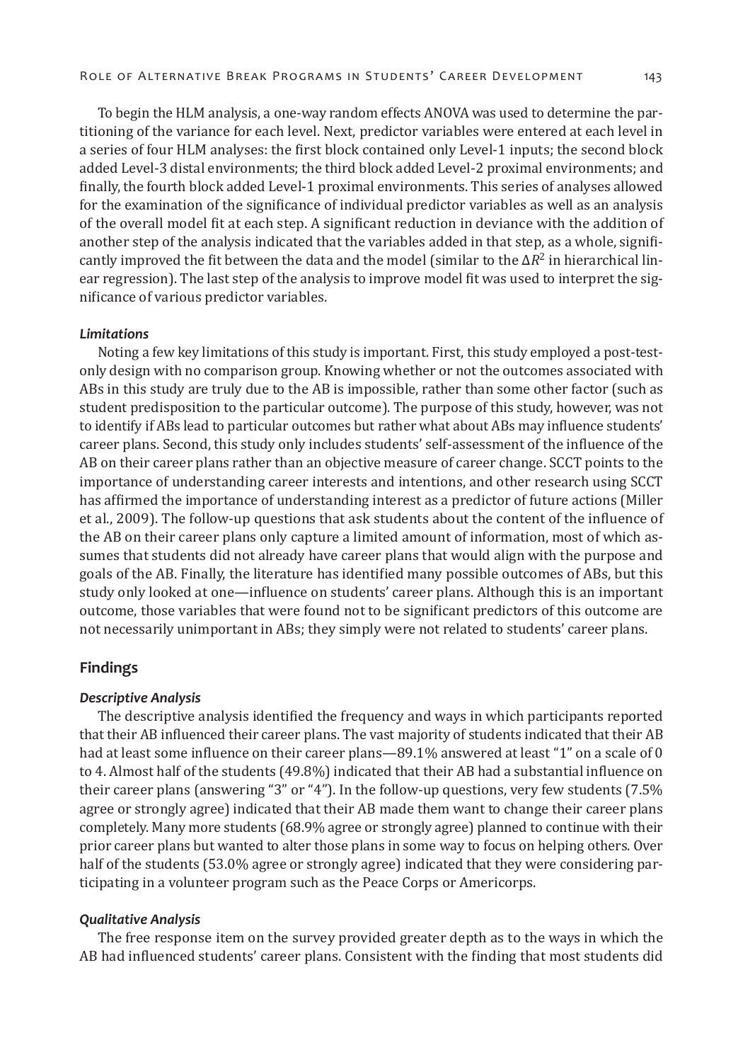To begin the HLM analysis, a one-way random effects ANOVA was used to determine the partitioning of the variance for each level. Next, predictor variables were entered at each level in a series of four HLM analyses: the first block contained only Level-1 inputs; the second block added Level-3 distal environments; the third block added Level-2 proximal environments; and finally, the fourth block added Level-1 proximal environments. This series of analyses allowed for the examination of the significance of individual predictor variables as well as an analysis of the overall model fit at each step. A significant reduction in deviance with the addition of another step of the analysis indicated that the variables added in that step, as a whole, significantly improved the fit between the data and the model (similar to the $\Delta R^2$ in hierarchical linear regression). The last step of the analysis to improve model fit was used to interpret the significance of various predictor variables.

### *Limitations*

Noting a few key limitations of this study is important. First, this study employed a post-test-only design with no comparison group. Knowing whether or not the outcomes associated with ABs in this study are truly due to the AB is impossible, rather than some other factor (such as student predisposition to the particular outcome). The purpose of this study, however, was not to identify if ABs lead to particular outcomes but rather what about ABs may influence students' career plans. Second, this study only includes students' self-assessment of the influence of the AB on their career plans rather than an objective measure of career change. SCCT points to the importance of understanding career interests and intentions, and other research using SCCT has affirmed the importance of understanding interest as a predictor of future actions (Miller et al., 2009). The follow-up questions that ask students about the content of the influence of the AB on their career plans only capture a limited amount of information, most of which assumes that students did not already have career plans that would align with the purpose and goals of the AB. Finally, the literature has identified many possible outcomes of ABs, but this study only looked at one—influence on students' career plans. Although this is an important outcome, those variables that were found not to be significant predictors of this outcome are not necessarily unimportant in ABs; they simply were not related to students' career plans.

## Findings

### *Descriptive Analysis*

The descriptive analysis identified the frequency and ways in which participants reported that their AB influenced their career plans. The vast majority of students indicated that their AB had at least some influence on their career plans—89.1% answered at least "1" on a scale of 0 to 4. Almost half of the students (49.8%) indicated that their AB had a substantial influence on their career plans (answering "3" or "4"). In the follow-up questions, very few students (7.5% agree or strongly agree) indicated that their AB made them want to change their career plans completely. Many more students (68.9% agree or strongly agree) planned to continue with their prior career plans but wanted to alter those plans in some way to focus on helping others. Over half of the students (53.0% agree or strongly agree) indicated that they were considering participating in a volunteer program such as the Peace Corps or Americorps.

### *Qualitative Analysis*

The free response item on the survey provided greater depth as to the ways in which the AB had influenced students' career plans. Consistent with the finding that most students did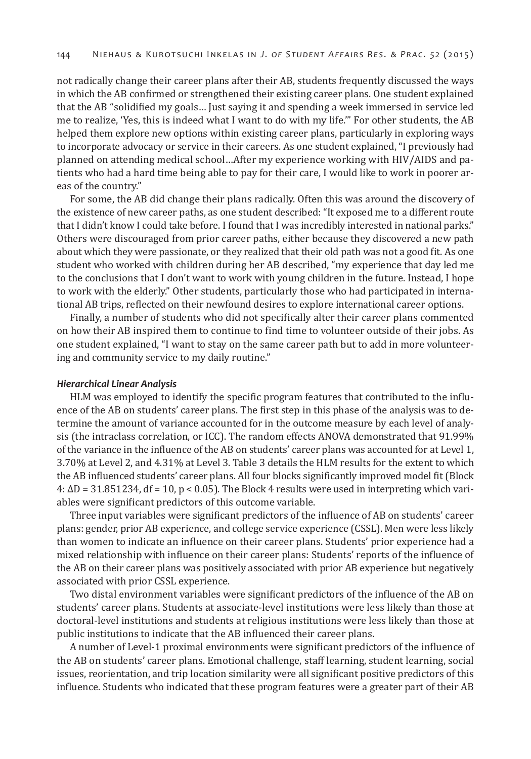not radically change their career plans after their AB, students frequently discussed the ways in which the AB confirmed or strengthened their existing career plans. One student explained that the AB "solidified my goals… Just saying it and spending a week immersed in service led me to realize, 'Yes, this is indeed what I want to do with my life.'" For other students, the AB helped them explore new options within existing career plans, particularly in exploring ways to incorporate advocacy or service in their careers. As one student explained, "I previously had planned on attending medical school…After my experience working with HIV/AIDS and patients who had a hard time being able to pay for their care, I would like to work in poorer areas of the country."

For some, the AB did change their plans radically. Often this was around the discovery of the existence of new career paths, as one student described: "It exposed me to a different route that I didn't know I could take before. I found that I was incredibly interested in national parks." Others were discouraged from prior career paths, either because they discovered a new path about which they were passionate, or they realized that their old path was not a good fit. As one student who worked with children during her AB described, "my experience that day led me to the conclusions that I don't want to work with young children in the future. Instead, I hope to work with the elderly." Other students, particularly those who had participated in international AB trips, reflected on their newfound desires to explore international career options.

Finally, a number of students who did not specifically alter their career plans commented on how their AB inspired them to continue to find time to volunteer outside of their jobs. As one student explained, "I want to stay on the same career path but to add in more volunteering and community service to my daily routine."

#### *Hierarchical Linear Analysis*

HLM was employed to identify the specific program features that contributed to the influence of the AB on students' career plans. The first step in this phase of the analysis was to determine the amount of variance accounted for in the outcome measure by each level of analysis (the intraclass correlation, or ICC). The random effects ANOVA demonstrated that 91.99% of the variance in the influence of the AB on students' career plans was accounted for at Level 1, 3.70% at Level 2, and 4.31% at Level 3. Table 3 details the HLM results for the extent to which the AB influenced students' career plans. All four blocks significantly improved model fit (Block 4: $\Delta D = 31.851234$, $df = 10$, $p < 0.05$). The Block 4 results were used in interpreting which variables were significant predictors of this outcome variable.

Three input variables were significant predictors of the influence of AB on students' career plans: gender, prior AB experience, and college service experience (CSSL). Men were less likely than women to indicate an influence on their career plans. Students' prior experience had a mixed relationship with influence on their career plans: Students' reports of the influence of the AB on their career plans was positively associated with prior AB experience but negatively associated with prior CSSL experience.

Two distal environment variables were significant predictors of the influence of the AB on students' career plans. Students at associate-level institutions were less likely than those at doctoral-level institutions and students at religious institutions were less likely than those at public institutions to indicate that the AB influenced their career plans.

A number of Level-1 proximal environments were significant predictors of the influence of the AB on students' career plans. Emotional challenge, staff learning, student learning, social issues, reorientation, and trip location similarity were all significant positive predictors of this influence. Students who indicated that these program features were a greater part of their AB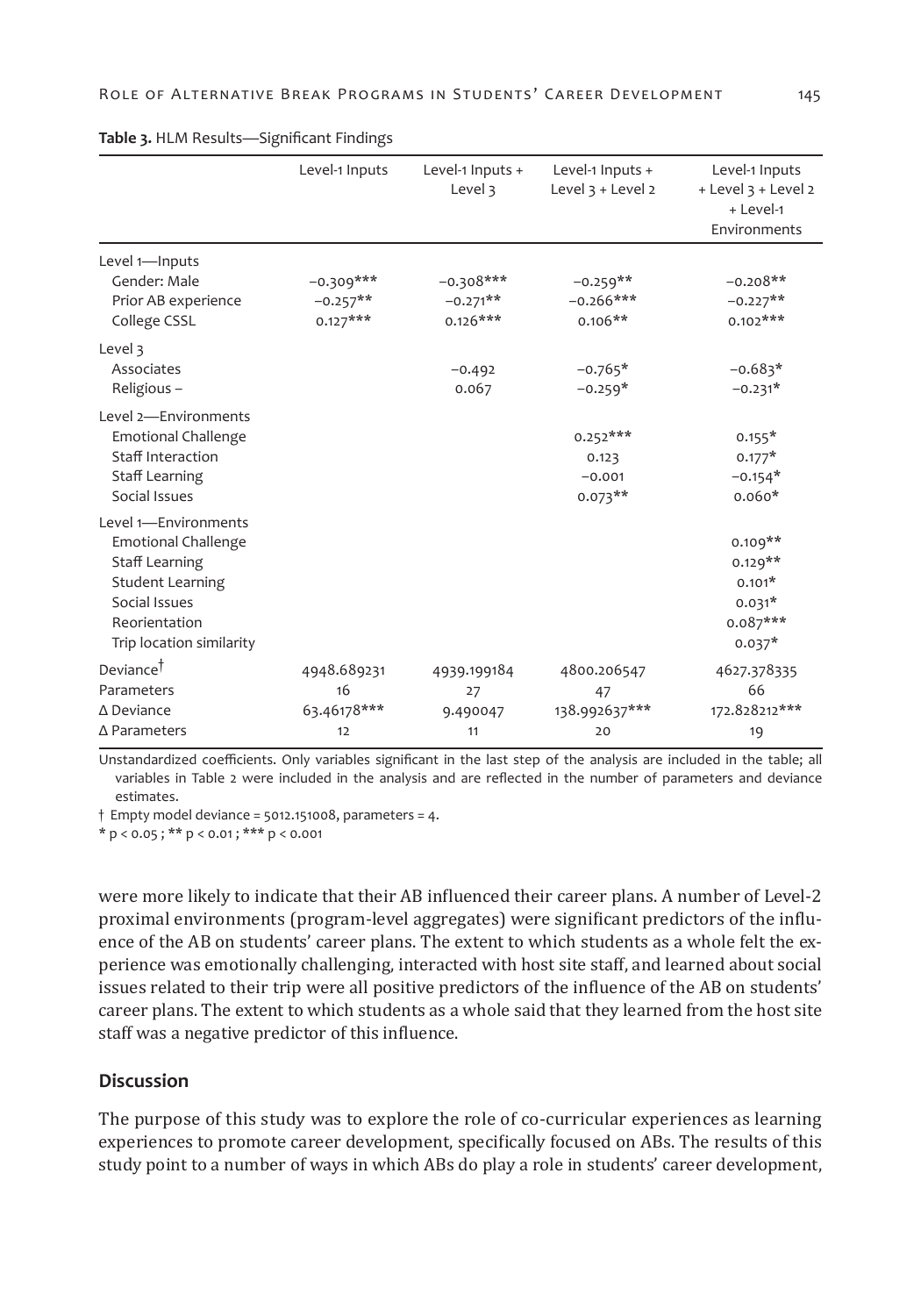**Table 3.** HLM Results—Significant Findings

| | Level-1 Inputs | Level-1 Inputs + Level 3 | Level-1 Inputs + Level 3 + Level 2 | Level-1 Inputs + Level 3 + Level 2 + Level-1 Environments |
|---|---|---|---|---|
| Level 1—Inputs | | | | |
| Gender: Male | −0.309*** | −0.308*** | −0.259** | −0.208** |
| Prior AB experience | −0.257** | −0.271** | −0.266*** | −0.227** |
| College CSSL | 0.127*** | 0.126*** | 0.106** | 0.102*** |
| Level 3 | | | | |
| Associates | | −0.492 | −0.765* | −0.683* |
| Religious – | | 0.067 | −0.259* | −0.231* |
| Level 2—Environments | | | | |
| Emotional Challenge | | | 0.252*** | 0.155* |
| Staff Interaction | | | 0.123 | 0.177* |
| Staff Learning | | | −0.001 | −0.154* |
| Social Issues | | | 0.073** | 0.060* |
| Level 1—Environments | | | | |
| Emotional Challenge | | | | 0.109** |
| Staff Learning | | | | 0.129** |
| Student Learning | | | | 0.101* |
| Social Issues | | | | 0.031* |
| Reorientation | | | | 0.087*** |
| Trip location similarity | | | | 0.037* |
| Deviance† | 4948.689231 | 4939.199184 | 4800.206547 | 4627.378335 |
| Parameters | 16 | 27 | 47 | 66 |
| Δ Deviance | 63.46178*** | 9.490047 | 138.992637*** | 172.828212*** |
| Δ Parameters | 12 | 11 | 20 | 19 |

Unstandardized coefficients. Only variables significant in the last step of the analysis are included in the table; all variables in Table 2 were included in the analysis and are reflected in the number of parameters and deviance estimates.

† Empty model deviance = 5012.151008, parameters = 4.

* $p < 0.05$ ; ** $p < 0.01$ ; *** $p < 0.001$

were more likely to indicate that their AB influenced their career plans. A number of Level-2 proximal environments (program-level aggregates) were significant predictors of the influence of the AB on students' career plans. The extent to which students as a whole felt the experience was emotionally challenging, interacted with host site staff, and learned about social issues related to their trip were all positive predictors of the influence of the AB on students' career plans. The extent to which students as a whole said that they learned from the host site staff was a negative predictor of this influence.

## Discussion

The purpose of this study was to explore the role of co-curricular experiences as learning experiences to promote career development, specifically focused on ABs. The results of this study point to a number of ways in which ABs do play a role in students' career development,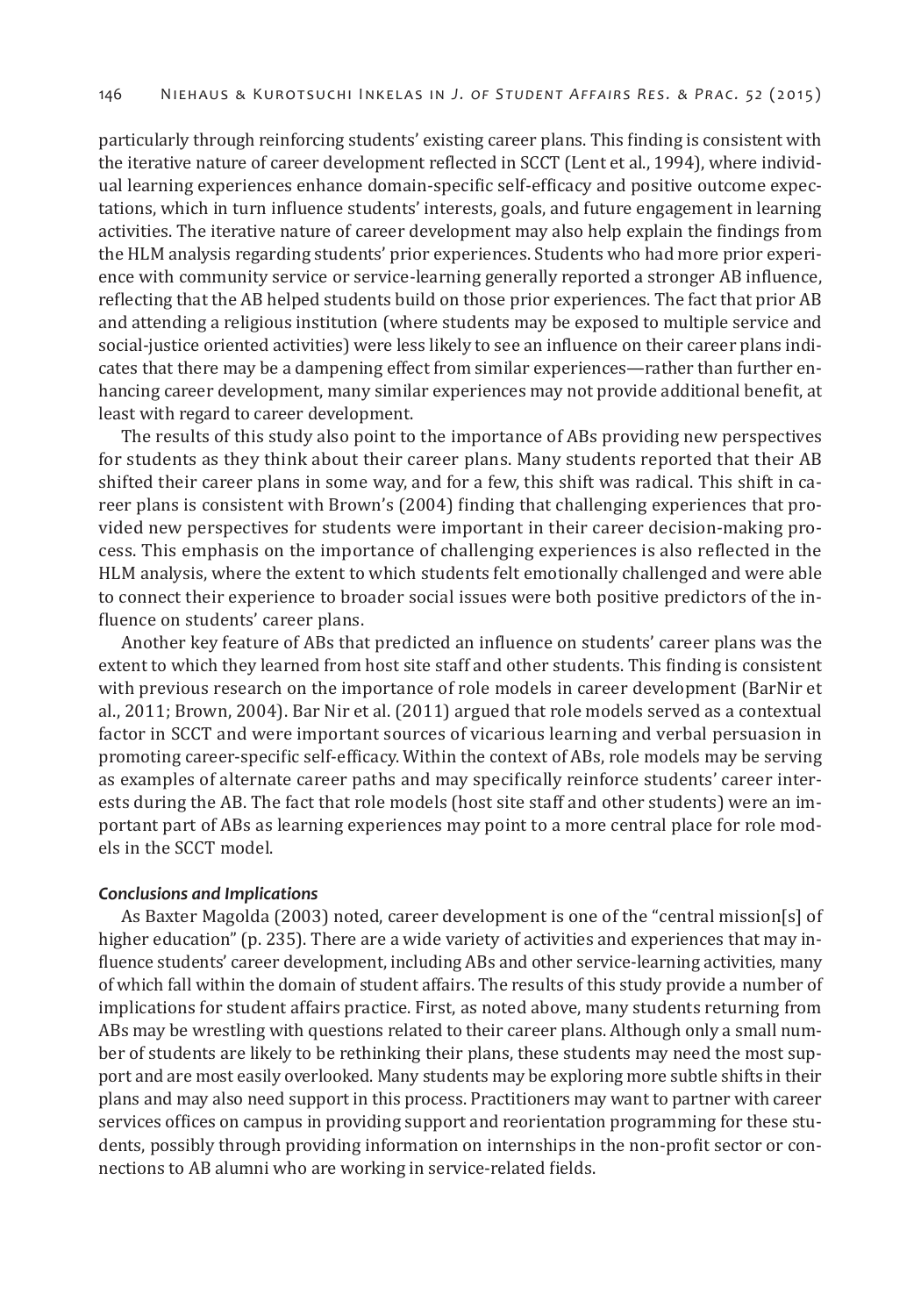particularly through reinforcing students' existing career plans. This finding is consistent with the iterative nature of career development reflected in SCCT (Lent et al., 1994), where individual learning experiences enhance domain-specific self-efficacy and positive outcome expectations, which in turn influence students' interests, goals, and future engagement in learning activities. The iterative nature of career development may also help explain the findings from the HLM analysis regarding students' prior experiences. Students who had more prior experience with community service or service-learning generally reported a stronger AB influence, reflecting that the AB helped students build on those prior experiences. The fact that prior AB and attending a religious institution (where students may be exposed to multiple service and social-justice oriented activities) were less likely to see an influence on their career plans indicates that there may be a dampening effect from similar experiences—rather than further enhancing career development, many similar experiences may not provide additional benefit, at least with regard to career development.

The results of this study also point to the importance of ABs providing new perspectives for students as they think about their career plans. Many students reported that their AB shifted their career plans in some way, and for a few, this shift was radical. This shift in career plans is consistent with Brown's (2004) finding that challenging experiences that provided new perspectives for students were important in their career decision-making process. This emphasis on the importance of challenging experiences is also reflected in the HLM analysis, where the extent to which students felt emotionally challenged and were able to connect their experience to broader social issues were both positive predictors of the influence on students' career plans.

Another key feature of ABs that predicted an influence on students' career plans was the extent to which they learned from host site staff and other students. This finding is consistent with previous research on the importance of role models in career development (BarNir et al., 2011; Brown, 2004). Bar Nir et al. (2011) argued that role models served as a contextual factor in SCCT and were important sources of vicarious learning and verbal persuasion in promoting career-specific self-efficacy. Within the context of ABs, role models may be serving as examples of alternate career paths and may specifically reinforce students' career interests during the AB. The fact that role models (host site staff and other students) were an important part of ABs as learning experiences may point to a more central place for role models in the SCCT model.

### *Conclusions and Implications*

As Baxter Magolda (2003) noted, career development is one of the "central mission[s] of higher education" (p. 235). There are a wide variety of activities and experiences that may influence students' career development, including ABs and other service-learning activities, many of which fall within the domain of student affairs. The results of this study provide a number of implications for student affairs practice. First, as noted above, many students returning from ABs may be wrestling with questions related to their career plans. Although only a small number of students are likely to be rethinking their plans, these students may need the most support and are most easily overlooked. Many students may be exploring more subtle shifts in their plans and may also need support in this process. Practitioners may want to partner with career services offices on campus in providing support and reorientation programming for these students, possibly through providing information on internships in the non-profit sector or connections to AB alumni who are working in service-related fields.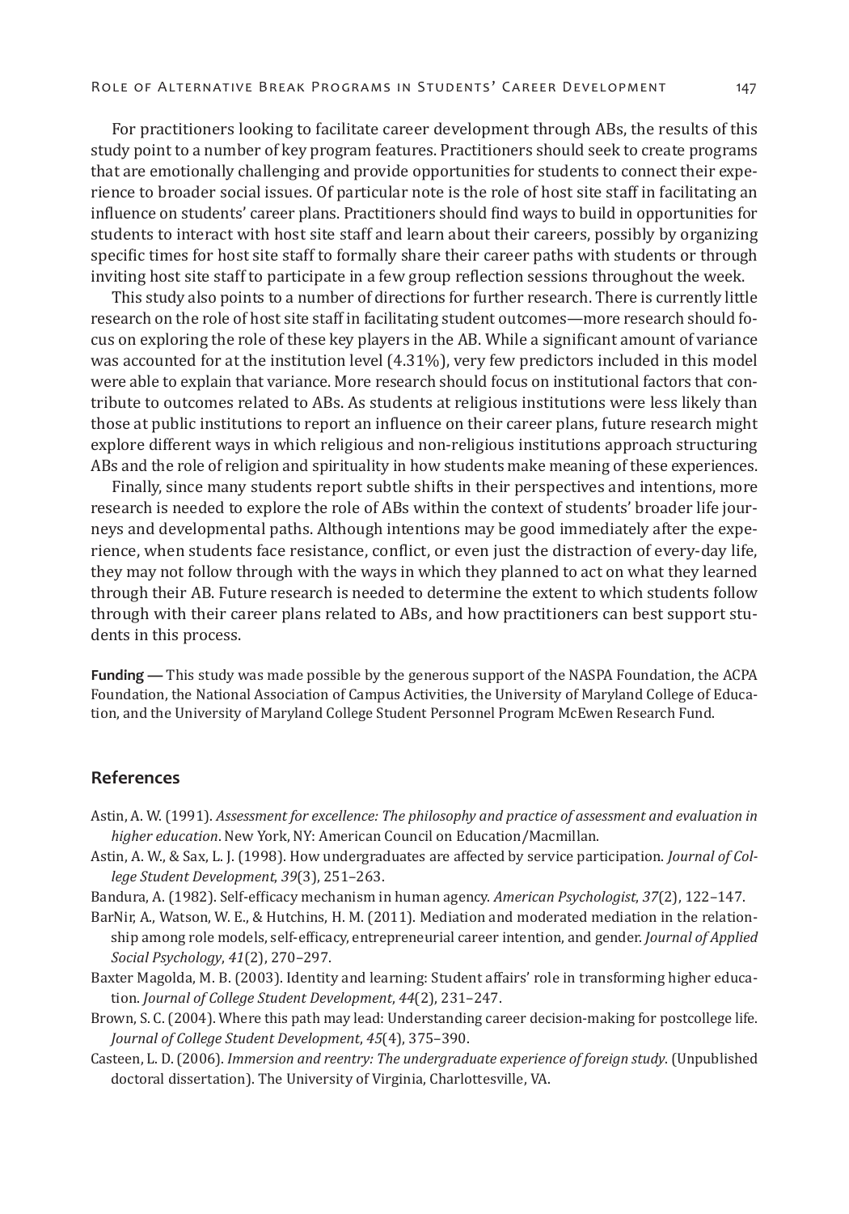For practitioners looking to facilitate career development through ABs, the results of this study point to a number of key program features. Practitioners should seek to create programs that are emotionally challenging and provide opportunities for students to connect their experience to broader social issues. Of particular note is the role of host site staff in facilitating an influence on students' career plans. Practitioners should find ways to build in opportunities for students to interact with host site staff and learn about their careers, possibly by organizing specific times for host site staff to formally share their career paths with students or through inviting host site staff to participate in a few group reflection sessions throughout the week.

This study also points to a number of directions for further research. There is currently little research on the role of host site staff in facilitating student outcomes—more research should focus on exploring the role of these key players in the AB. While a significant amount of variance was accounted for at the institution level (4.31%), very few predictors included in this model were able to explain that variance. More research should focus on institutional factors that contribute to outcomes related to ABs. As students at religious institutions were less likely than those at public institutions to report an influence on their career plans, future research might explore different ways in which religious and non-religious institutions approach structuring ABs and the role of religion and spirituality in how students make meaning of these experiences.

Finally, since many students report subtle shifts in their perspectives and intentions, more research is needed to explore the role of ABs within the context of students' broader life journeys and developmental paths. Although intentions may be good immediately after the experience, when students face resistance, conflict, or even just the distraction of every-day life, they may not follow through with the ways in which they planned to act on what they learned through their AB. Future research is needed to determine the extent to which students follow through with their career plans related to ABs, and how practitioners can best support students in this process.

**Funding —** This study was made possible by the generous support of the NASPA Foundation, the ACPA Foundation, the National Association of Campus Activities, the University of Maryland College of Education, and the University of Maryland College Student Personnel Program McEwen Research Fund.

## References

Astin, A. W. (1991). *Assessment for excellence: The philosophy and practice of assessment and evaluation in higher education*. New York, NY: American Council on Education/Macmillan.

Astin, A. W., & Sax, L. J. (1998). How undergraduates are affected by service participation. *Journal of College Student Development*, *39*(3), 251–263.

Bandura, A. (1982). Self-efficacy mechanism in human agency. *American Psychologist*, *37*(2), 122–147.

BarNir, A., Watson, W. E., & Hutchins, H. M. (2011). Mediation and moderated mediation in the relationship among role models, self-efficacy, entrepreneurial career intention, and gender. *Journal of Applied Social Psychology*, *41*(2), 270–297.

Baxter Magolda, M. B. (2003). Identity and learning: Student affairs' role in transforming higher education. *Journal of College Student Development*, *44*(2), 231–247.

Brown, S. C. (2004). Where this path may lead: Understanding career decision-making for postcollege life. *Journal of College Student Development*, *45*(4), 375–390.

Casteen, L. D. (2006). *Immersion and reentry: The undergraduate experience of foreign study*. (Unpublished doctoral dissertation). The University of Virginia, Charlottesville, VA.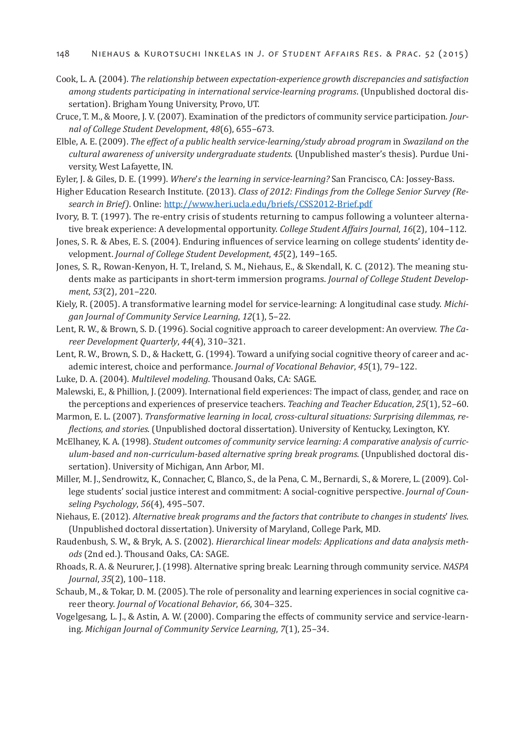Cook, L. A. (2004). *The relationship between expectation-experience growth discrepancies and satisfaction among students participating in international service-learning programs*. (Unpublished doctoral dissertation). Brigham Young University, Provo, UT.

Cruce, T. M., & Moore, J. V. (2007). Examination of the predictors of community service participation. *Journal of College Student Development*, *48*(6), 655–673.

Elble, A. E. (2009). *The effect of a public health service-learning/study abroad program* in *Swaziland on the cultural awareness of university undergraduate students*. (Unpublished master's thesis). Purdue University, West Lafayette, IN.

Eyler, J. & Giles, D. E. (1999). *Where's the learning in service-learning?* San Francisco, CA: Jossey-Bass.

Higher Education Research Institute. (2013). *Class of 2012: Findings from the College Senior Survey (Research in Brief)*. Online: http://www.heri.ucla.edu/briefs/CSS2012-Brief.pdf

Ivory, B. T. (1997). The re-entry crisis of students returning to campus following a volunteer alternative break experience: A developmental opportunity. *College Student Affairs Journal*, *16*(2), 104–112.

Jones, S. R. & Abes, E. S. (2004). Enduring influences of service learning on college students' identity development. *Journal of College Student Development*, *45*(2), 149–165.

Jones, S. R., Rowan-Kenyon, H. T., Ireland, S. M., Niehaus, E., & Skendall, K. C. (2012). The meaning students make as participants in short-term immersion programs. *Journal of College Student Development*, *53*(2), 201–220.

Kiely, R. (2005). A transformative learning model for service-learning: A longitudinal case study. *Michigan Journal of Community Service Learning*, *12*(1), 5–22.

Lent, R. W., & Brown, S. D. (1996). Social cognitive approach to career development: An overview. *The Career Development Quarterly*, *44*(4), 310–321.

Lent, R. W., Brown, S. D., & Hackett, G. (1994). Toward a unifying social cognitive theory of career and academic interest, choice and performance. *Journal of Vocational Behavior*, *45*(1), 79–122.

Luke, D. A. (2004). *Multilevel modeling*. Thousand Oaks, CA: SAGE.

Malewski, E., & Phillion, J. (2009). International field experiences: The impact of class, gender, and race on the perceptions and experiences of preservice teachers. *Teaching and Teacher Education*, *25*(1), 52–60.

Marmon, E. L. (2007). *Transformative learning in local, cross-cultural situations: Surprising dilemmas, reflections, and stories*. (Unpublished doctoral dissertation). University of Kentucky, Lexington, KY.

McElhaney, K. A. (1998). *Student outcomes of community service learning: A comparative analysis of curriculum-based and non-curriculum-based alternative spring break programs*. (Unpublished doctoral dissertation). University of Michigan, Ann Arbor, MI.

Miller, M. J., Sendrowitz, K., Connacher, C, Blanco, S., de la Pena, C. M., Bernardi, S., & Morere, L. (2009). College students' social justice interest and commitment: A social-cognitive perspective. *Journal of Counseling Psychology*, *56*(4), 495–507.

Niehaus, E. (2012). *Alternative break programs and the factors that contribute to changes in students' lives*. (Unpublished doctoral dissertation). University of Maryland, College Park, MD.

Raudenbush, S. W., & Bryk, A. S. (2002). *Hierarchical linear models: Applications and data analysis methods* (2nd ed.). Thousand Oaks, CA: SAGE.

Rhoads, R. A. & Neururer, J. (1998). Alternative spring break: Learning through community service. *NASPA Journal*, *35*(2), 100–118.

Schaub, M., & Tokar, D. M. (2005). The role of personality and learning experiences in social cognitive career theory. *Journal of Vocational Behavior*, *66*, 304–325.

Vogelgesang, L. J., & Astin, A. W. (2000). Comparing the effects of community service and service-learning. *Michigan Journal of Community Service Learning*, *7*(1), 25–34.